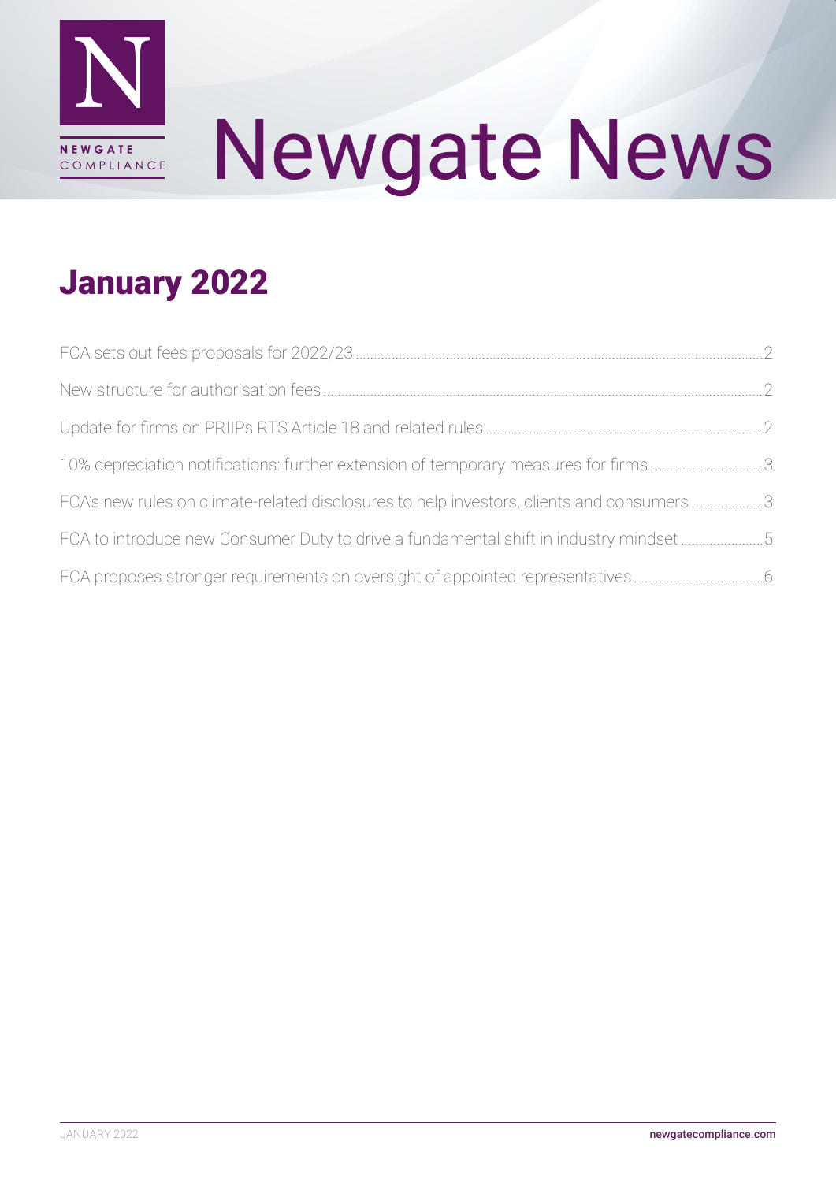# Newgate News

## January 2022

| | |
|---|---|
| FCA sets out fees proposals for 2022/23 | 2 |
| New structure for authorisation fees | 2 |
| Update for firms on PRIIPs RTS Article 18 and related rules | 2 |
| 10% depreciation notifications: further extension of temporary measures for firms | 3 |
| FCA's new rules on climate-related disclosures to help investors, clients and consumers | 3 |
| FCA to introduce new Consumer Duty to drive a fundamental shift in industry mindset | 5 |
| FCA proposes stronger requirements on oversight of appointed representatives | 6 |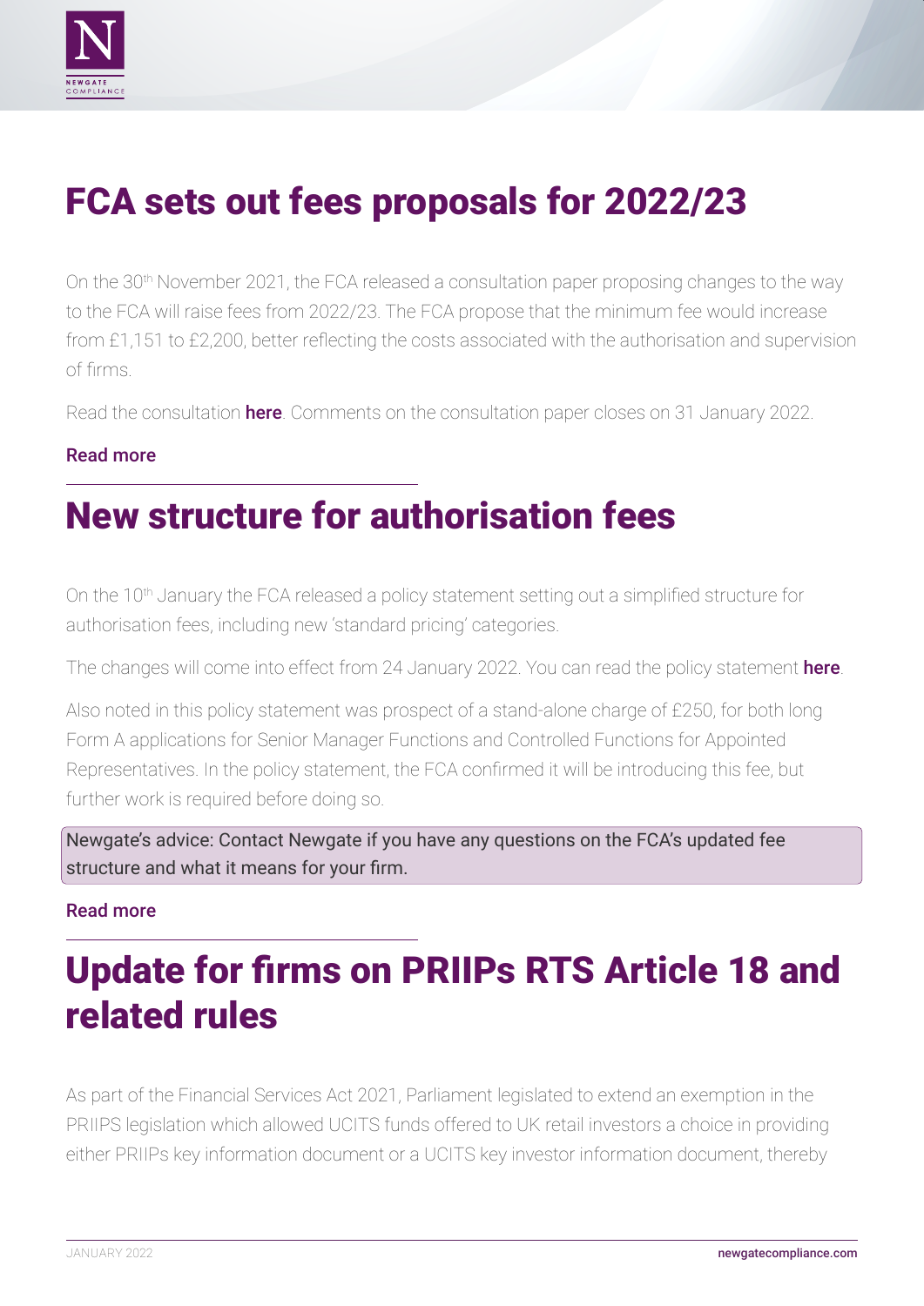# FCA sets out fees proposals for 2022/23

On the 30th November 2021, the FCA released a consultation paper proposing changes to the way to the FCA will raise fees from 2022/23. The FCA propose that the minimum fee would increase from £1,151 to £2,200, better reflecting the costs associated with the authorisation and supervision of firms.

Read the consultation **here**. Comments on the consultation paper closes on 31 January 2022.

Read more

# New structure for authorisation fees

On the 10th January the FCA released a policy statement setting out a simplified structure for authorisation fees, including new 'standard pricing' categories.

The changes will come into effect from 24 January 2022. You can read the policy statement **here**.

Also noted in this policy statement was prospect of a stand-alone charge of £250, for both long Form A applications for Senior Manager Functions and Controlled Functions for Appointed Representatives. In the policy statement, the FCA confirmed it will be introducing this fee, but further work is required before doing so.

Newgate's advice: Contact Newgate if you have any questions on the FCA's updated fee structure and what it means for your firm.

Read more

# Update for firms on PRIIPs RTS Article 18 and related rules

As part of the Financial Services Act 2021, Parliament legislated to extend an exemption in the PRIIPS legislation which allowed UCITS funds offered to UK retail investors a choice in providing either PRIIPs key information document or a UCITS key investor information document, thereby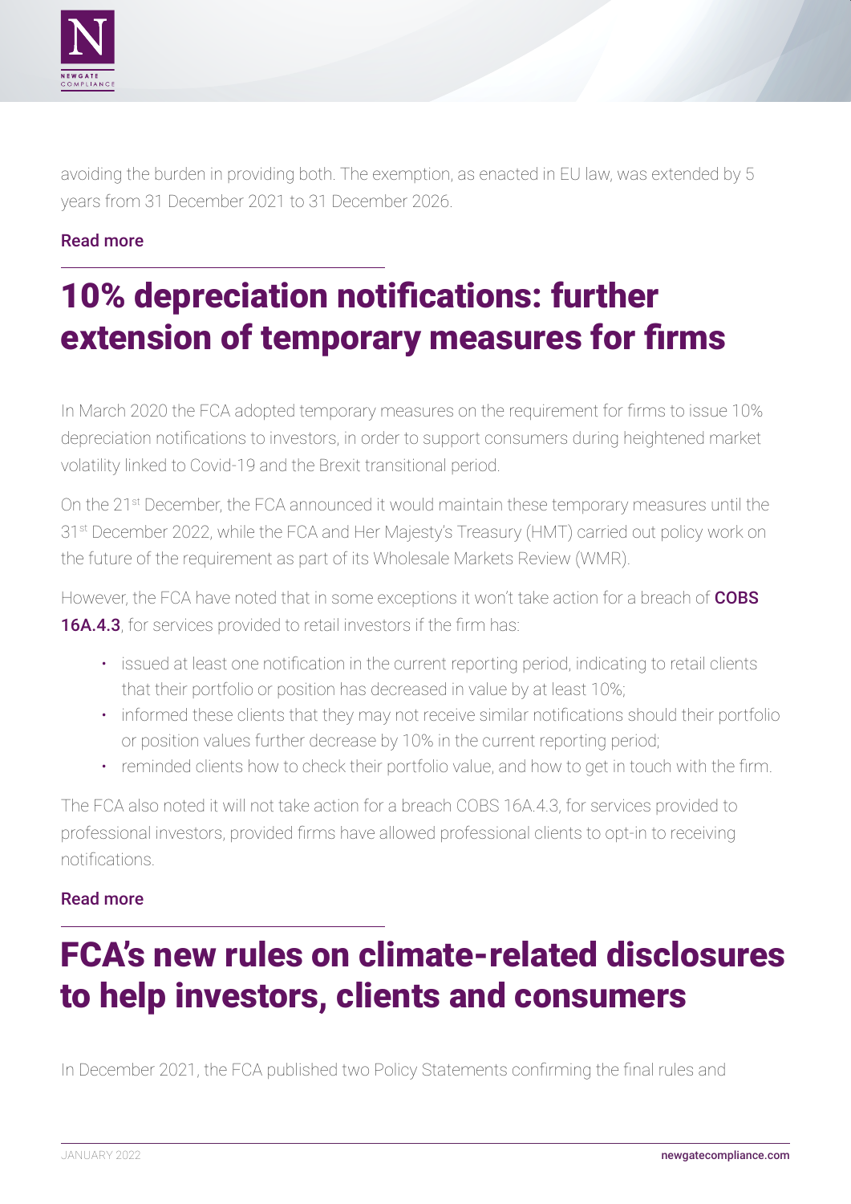avoiding the burden in providing both. The exemption, as enacted in EU law, was extended by 5 years from 31 December 2021 to 31 December 2026.

Read more

## 10% depreciation notifications: further extension of temporary measures for firms

In March 2020 the FCA adopted temporary measures on the requirement for firms to issue 10% depreciation notifications to investors, in order to support consumers during heightened market volatility linked to Covid-19 and the Brexit transitional period.

On the 21st December, the FCA announced it would maintain these temporary measures until the 31st December 2022, while the FCA and Her Majesty's Treasury (HMT) carried out policy work on the future of the requirement as part of its Wholesale Markets Review (WMR).

However, the FCA have noted that in some exceptions it won't take action for a breach of **COBS 16A.4.3**, for services provided to retail investors if the firm has:

- issued at least one notification in the current reporting period, indicating to retail clients that their portfolio or position has decreased in value by at least 10%;
- informed these clients that they may not receive similar notifications should their portfolio or position values further decrease by 10% in the current reporting period;
- reminded clients how to check their portfolio value, and how to get in touch with the firm.

The FCA also noted it will not take action for a breach COBS 16A.4.3, for services provided to professional investors, provided firms have allowed professional clients to opt-in to receiving notifications.

Read more

## FCA's new rules on climate-related disclosures to help investors, clients and consumers

In December 2021, the FCA published two Policy Statements confirming the final rules and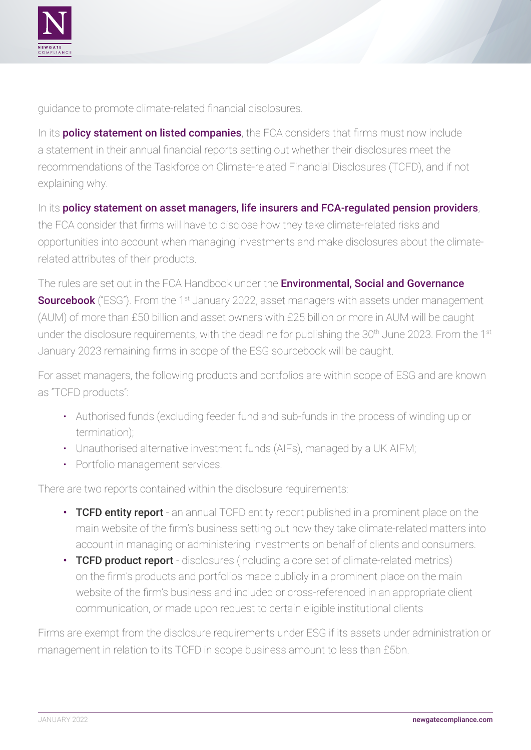guidance to promote climate-related financial disclosures.

In its **policy statement on listed companies**, the FCA considers that firms must now include a statement in their annual financial reports setting out whether their disclosures meet the recommendations of the Taskforce on Climate-related Financial Disclosures (TCFD), and if not explaining why.

In its **policy statement on asset managers, life insurers and FCA-regulated pension providers**, the FCA consider that firms will have to disclose how they take climate-related risks and opportunities into account when managing investments and make disclosures about the climate-related attributes of their products.

The rules are set out in the FCA Handbook under the **Environmental, Social and Governance Sourcebook** ("ESG"). From the 1st January 2022, asset managers with assets under management (AUM) of more than £50 billion and asset owners with £25 billion or more in AUM will be caught under the disclosure requirements, with the deadline for publishing the 30th June 2023. From the 1st January 2023 remaining firms in scope of the ESG sourcebook will be caught.

For asset managers, the following products and portfolios are within scope of ESG and are known as "TCFD products":

- Authorised funds (excluding feeder fund and sub-funds in the process of winding up or termination);
- Unauthorised alternative investment funds (AIFs), managed by a UK AIFM;
- Portfolio management services.

There are two reports contained within the disclosure requirements:

- **TCFD entity report** - an annual TCFD entity report published in a prominent place on the main website of the firm's business setting out how they take climate-related matters into account in managing or administering investments on behalf of clients and consumers.
- **TCFD product report** - disclosures (including a core set of climate-related metrics) on the firm's products and portfolios made publicly in a prominent place on the main website of the firm's business and included or cross-referenced in an appropriate client communication, or made upon request to certain eligible institutional clients

Firms are exempt from the disclosure requirements under ESG if its assets under administration or management in relation to its TCFD in scope business amount to less than £5bn.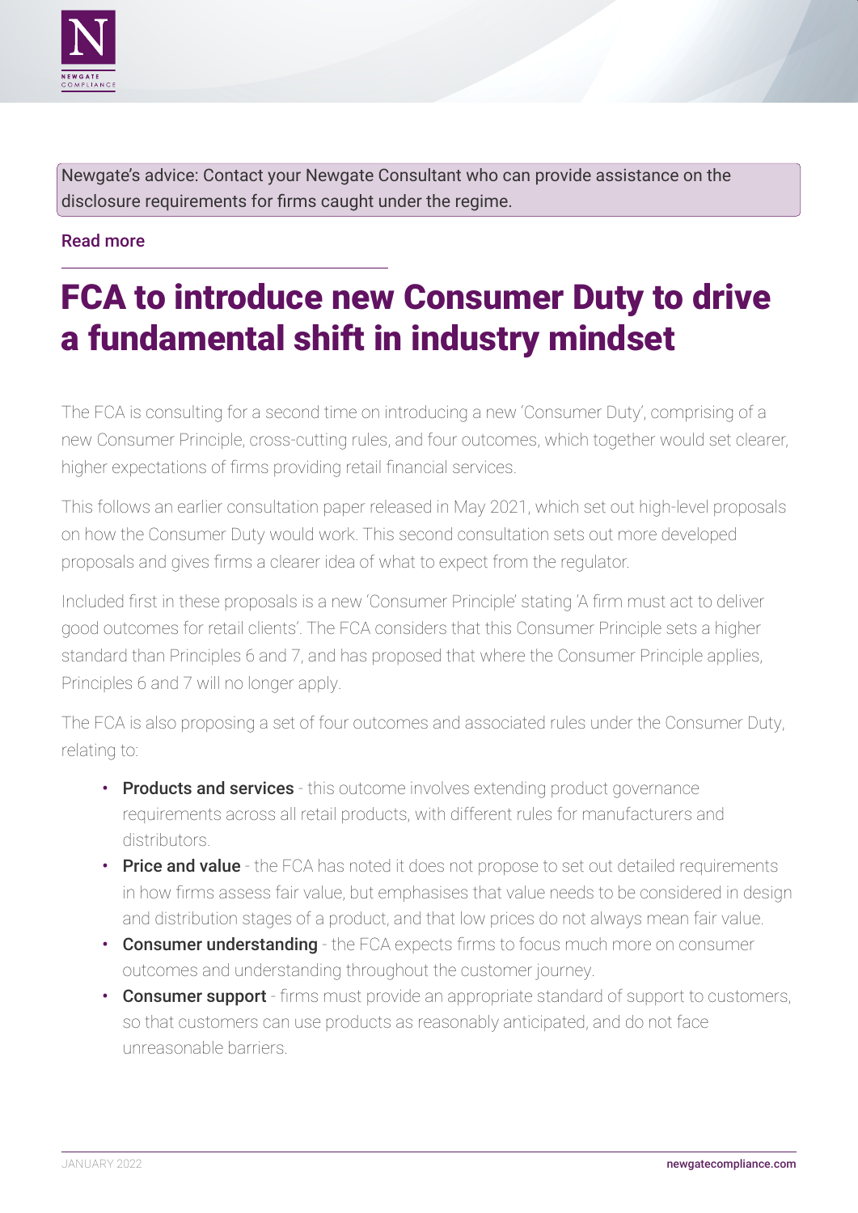Newgate's advice: Contact your Newgate Consultant who can provide assistance on the disclosure requirements for firms caught under the regime.

Read more

# FCA to introduce new Consumer Duty to drive a fundamental shift in industry mindset

The FCA is consulting for a second time on introducing a new 'Consumer Duty', comprising of a new Consumer Principle, cross-cutting rules, and four outcomes, which together would set clearer, higher expectations of firms providing retail financial services.

This follows an earlier consultation paper released in May 2021, which set out high-level proposals on how the Consumer Duty would work. This second consultation sets out more developed proposals and gives firms a clearer idea of what to expect from the regulator.

Included first in these proposals is a new 'Consumer Principle' stating 'A firm must act to deliver good outcomes for retail clients'. The FCA considers that this Consumer Principle sets a higher standard than Principles 6 and 7, and has proposed that where the Consumer Principle applies, Principles 6 and 7 will no longer apply.

The FCA is also proposing a set of four outcomes and associated rules under the Consumer Duty, relating to:

- **Products and services** - this outcome involves extending product governance requirements across all retail products, with different rules for manufacturers and distributors.
- **Price and value** - the FCA has noted it does not propose to set out detailed requirements in how firms assess fair value, but emphasises that value needs to be considered in design and distribution stages of a product, and that low prices do not always mean fair value.
- **Consumer understanding** - the FCA expects firms to focus much more on consumer outcomes and understanding throughout the customer journey.
- **Consumer support** - firms must provide an appropriate standard of support to customers, so that customers can use products as reasonably anticipated, and do not face unreasonable barriers.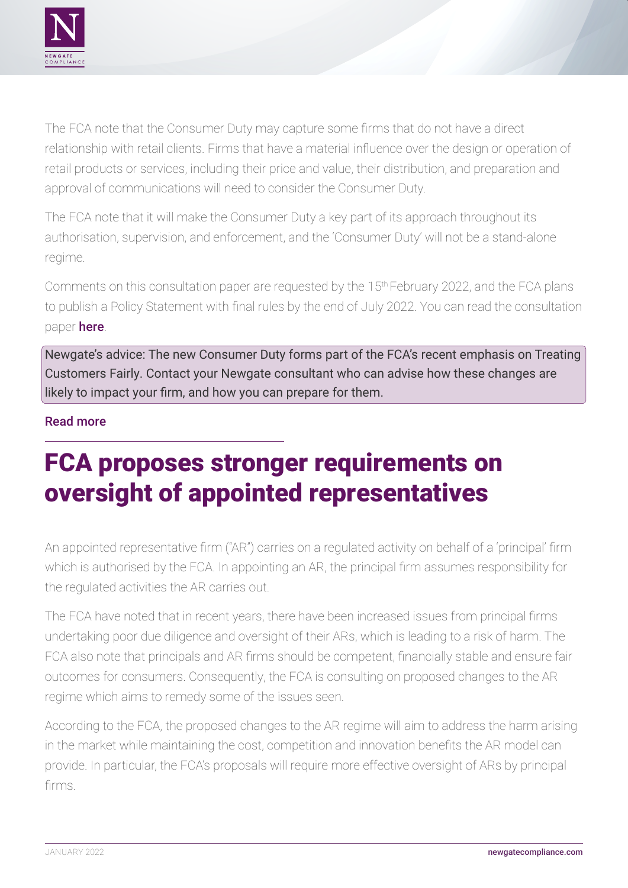The FCA note that the Consumer Duty may capture some firms that do not have a direct relationship with retail clients. Firms that have a material influence over the design or operation of retail products or services, including their price and value, their distribution, and preparation and approval of communications will need to consider the Consumer Duty.

The FCA note that it will make the Consumer Duty a key part of its approach throughout its authorisation, supervision, and enforcement, and the 'Consumer Duty' will not be a stand-alone regime.

Comments on this consultation paper are requested by the 15th February 2022, and the FCA plans to publish a Policy Statement with final rules by the end of July 2022. You can read the consultation paper **here**.

> Newgate's advice: The new Consumer Duty forms part of the FCA's recent emphasis on Treating Customers Fairly. Contact your Newgate consultant who can advise how these changes are likely to impact your firm, and how you can prepare for them.

Read more

# FCA proposes stronger requirements on oversight of appointed representatives

An appointed representative firm ("AR") carries on a regulated activity on behalf of a 'principal' firm which is authorised by the FCA. In appointing an AR, the principal firm assumes responsibility for the regulated activities the AR carries out.

The FCA have noted that in recent years, there have been increased issues from principal firms undertaking poor due diligence and oversight of their ARs, which is leading to a risk of harm. The FCA also note that principals and AR firms should be competent, financially stable and ensure fair outcomes for consumers. Consequently, the FCA is consulting on proposed changes to the AR regime which aims to remedy some of the issues seen.

According to the FCA, the proposed changes to the AR regime will aim to address the harm arising in the market while maintaining the cost, competition and innovation benefits the AR model can provide. In particular, the FCA's proposals will require more effective oversight of ARs by principal firms.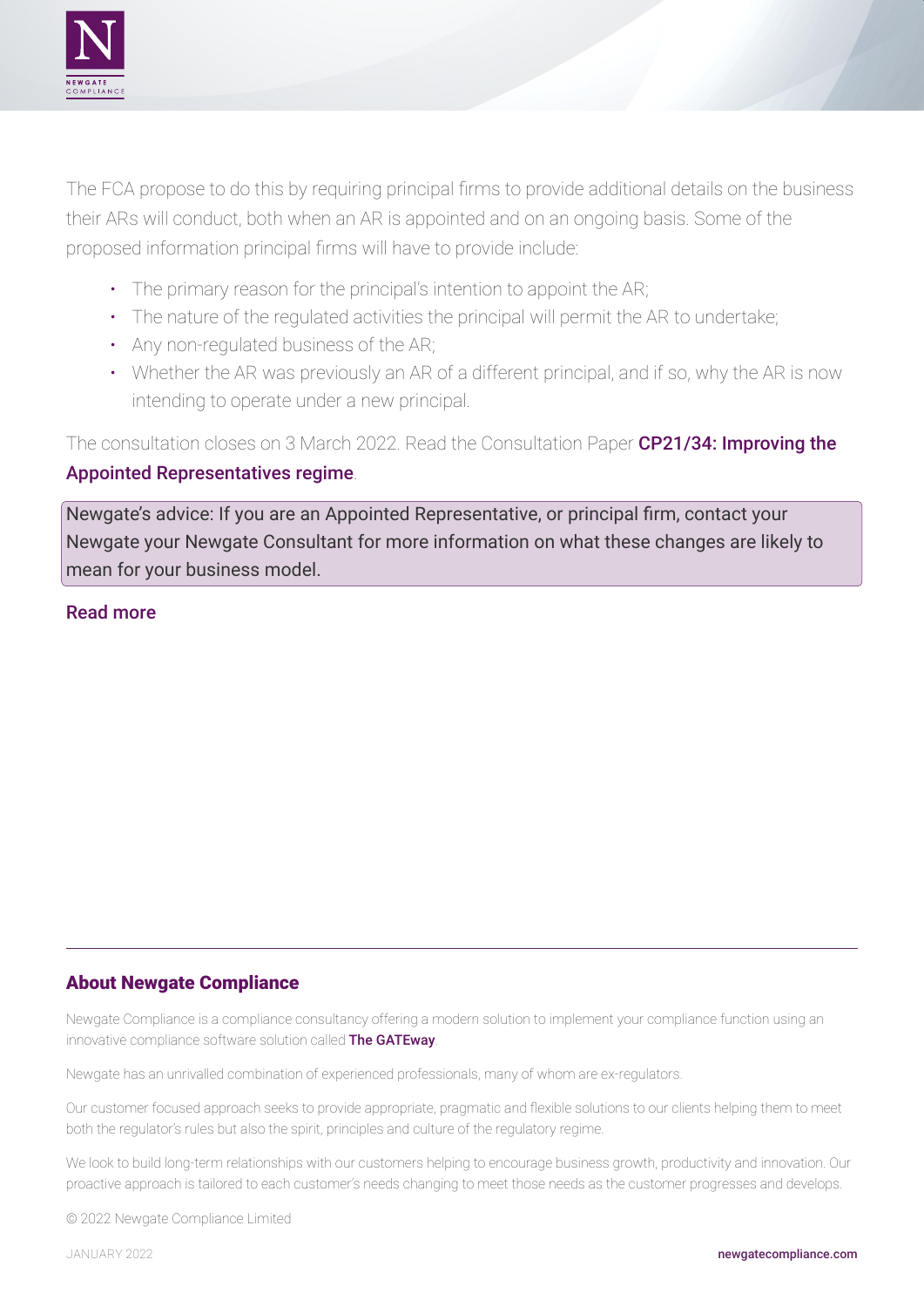The FCA propose to do this by requiring principal firms to provide additional details on the business their ARs will conduct, both when an AR is appointed and on an ongoing basis. Some of the proposed information principal firms will have to provide include:

- The primary reason for the principal's intention to appoint the AR;
- The nature of the regulated activities the principal will permit the AR to undertake;
- Any non-regulated business of the AR;
- Whether the AR was previously an AR of a different principal, and if so, why the AR is now intending to operate under a new principal.

The consultation closes on 3 March 2022. Read the Consultation Paper **CP21/34: Improving the Appointed Representatives regime**.

Newgate's advice: If you are an Appointed Representative, or principal firm, contact your Newgate your Newgate Consultant for more information on what these changes are likely to mean for your business model.

**Read more**

## About Newgate Compliance

Newgate Compliance is a compliance consultancy offering a modern solution to implement your compliance function using an innovative compliance software solution called **The GATEway**.

Newgate has an unrivalled combination of experienced professionals, many of whom are ex-regulators.

Our customer focused approach seeks to provide appropriate, pragmatic and flexible solutions to our clients helping them to meet both the regulator's rules but also the spirit, principles and culture of the regulatory regime.

We look to build long-term relationships with our customers helping to encourage business growth, productivity and innovation. Our proactive approach is tailored to each customer's needs changing to meet those needs as the customer progresses and develops.

© 2022 Newgate Compliance Limited